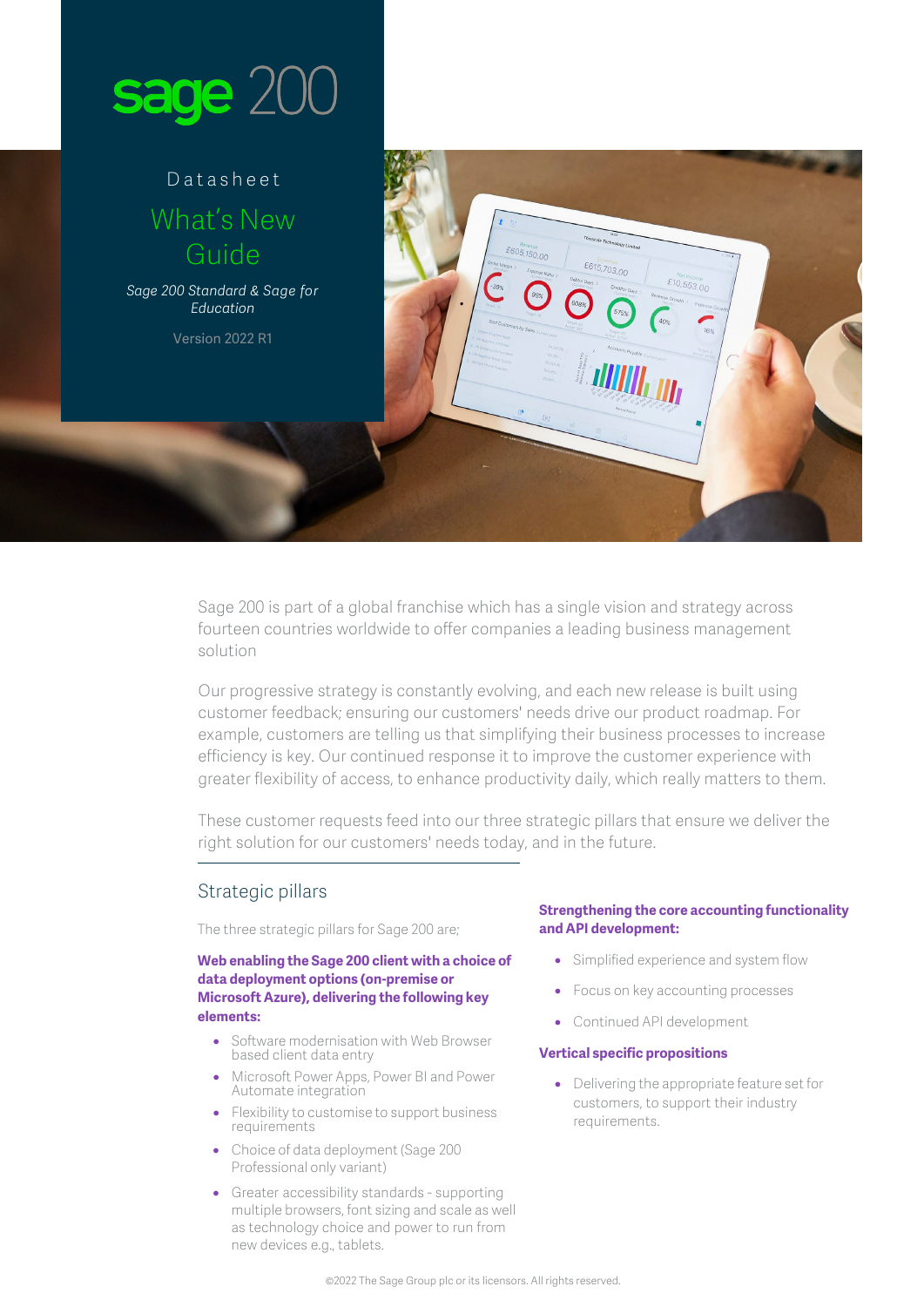# sage 200

Datasheet

## What's New Guide

*Sage 200 Standard & Sage for Education*

Version 2022 R1

Sage 200 is part of a global franchise which has a single vision and strategy across fourteen countries worldwide to offer companies a leading business management solution

Our progressive strategy is constantly evolving, and each new release is built using customer feedback; ensuring our customers' needs drive our product roadmap. For example, customers are telling us that simplifying their business processes to increase efficiency is key. Our continued response it to improve the customer experience with greater flexibility of access, to enhance productivity daily, which really matters to them.

These customer requests feed into our three strategic pillars that ensure we deliver the right solution for our customers' needs today, and in the future.

## Strategic pillars

The three strategic pillars for Sage 200 are;

**Web enabling the Sage 200 client with a choice of data deployment options (on-premise or Microsoft Azure), delivering the following key elements:**

- Software modernisation with Web Browser based client data entry
- Microsoft Power Apps, Power BI and Power Automate integration
- Flexibility to customise to support business requirements
- Choice of data deployment (Sage 200 Professional only variant)
- Greater accessibility standards - supporting multiple browsers, font sizing and scale as well as technology choice and power to run from new devices e.g., tablets.

**Strengthening the core accounting functionality and API development:**

- Simplified experience and system flow
- Focus on key accounting processes
- Continued API development

**Vertical specific propositions**

- Delivering the appropriate feature set for customers, to support their industry requirements.

©2022 The Sage Group plc or its licensors. All rights reserved.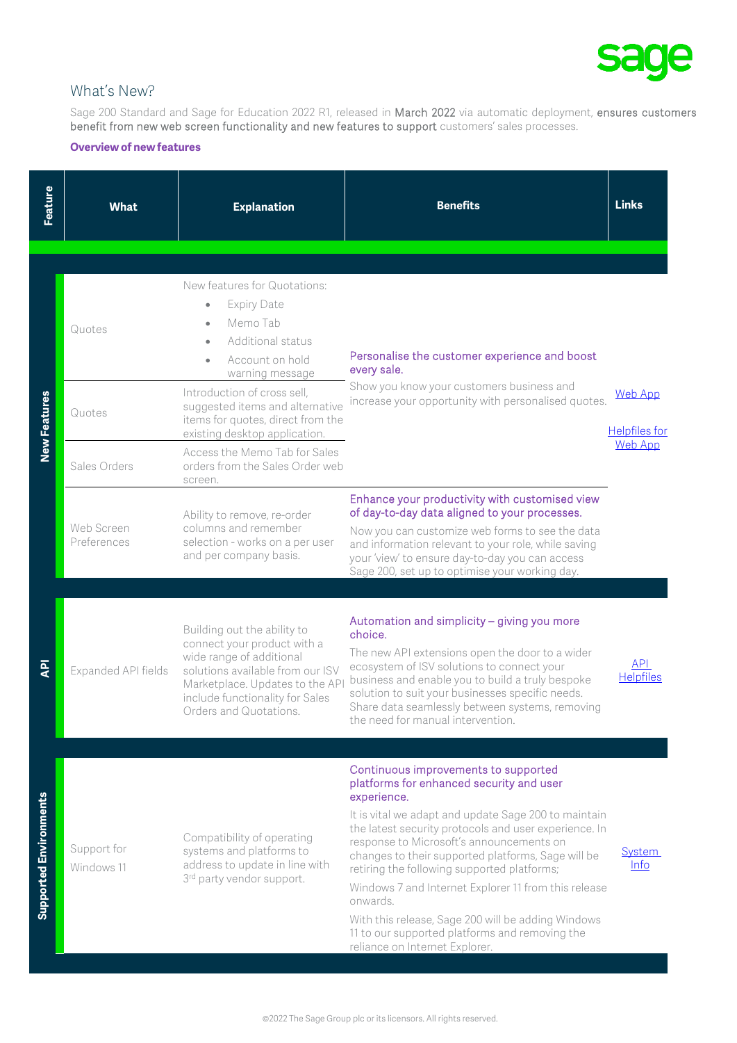## What's New?

Sage 200 Standard and Sage for Education 2022 R1, released in March 2022 via automatic deployment, ensures customers benefit from new web screen functionality and new features to support customers' sales processes.

**Overview of new features**

| Feature | What | Explanation | Benefits | Links |
|---|---|---|---|---|
| New Features | Quotes | New features for Quotations: <br>• Expiry Date <br>• Memo Tab <br>• Additional status <br>• Account on hold warning message | Personalise the customer experience and boost every sale. <br>Show you know your customers business and increase your opportunity with personalised quotes. | Web App <br>Helpfiles for Web App |
| | Quotes | Introduction of cross sell, suggested items and alternative items for quotes, direct from the existing desktop application. | | |
| | Sales Orders | Access the Memo Tab for Sales orders from the Sales Order web screen. | | |
| | Web Screen Preferences | Ability to remove, re-order columns and remember selection - works on a per user and per company basis. | Enhance your productivity with customised view of day-to-day data aligned to your processes. <br>Now you can customize web forms to see the data and information relevant to your role, while saving your 'view' to ensure day-to-day you can access Sage 200, set up to optimise your working day. | |
| API | Expanded API fields | Building out the ability to connect your product with a wide range of additional solutions available from our ISV Marketplace. Updates to the API include functionality for Sales Orders and Quotations. | Automation and simplicity – giving you more choice. <br>The new API extensions open the door to a wider ecosystem of ISV solutions to connect your business and enable you to build a truly bespoke solution to suit your businesses specific needs. Share data seamlessly between systems, removing the need for manual intervention. | API Helpfiles |
| Supported Environments | Support for Windows 11 | Compatibility of operating systems and platforms to address to update in line with 3rd party vendor support. | Continuous improvements to supported platforms for enhanced security and user experience. <br>It is vital we adapt and update Sage 200 to maintain the latest security protocols and user experience. In response to Microsoft's announcements on changes to their supported platforms, Sage will be retiring the following supported platforms; <br>Windows 7 and Internet Explorer 11 from this release onwards. <br>With this release, Sage 200 will be adding Windows 11 to our supported platforms and removing the reliance on Internet Explorer. | System Info |

©2022 The Sage Group plc or its licensors. All rights reserved.